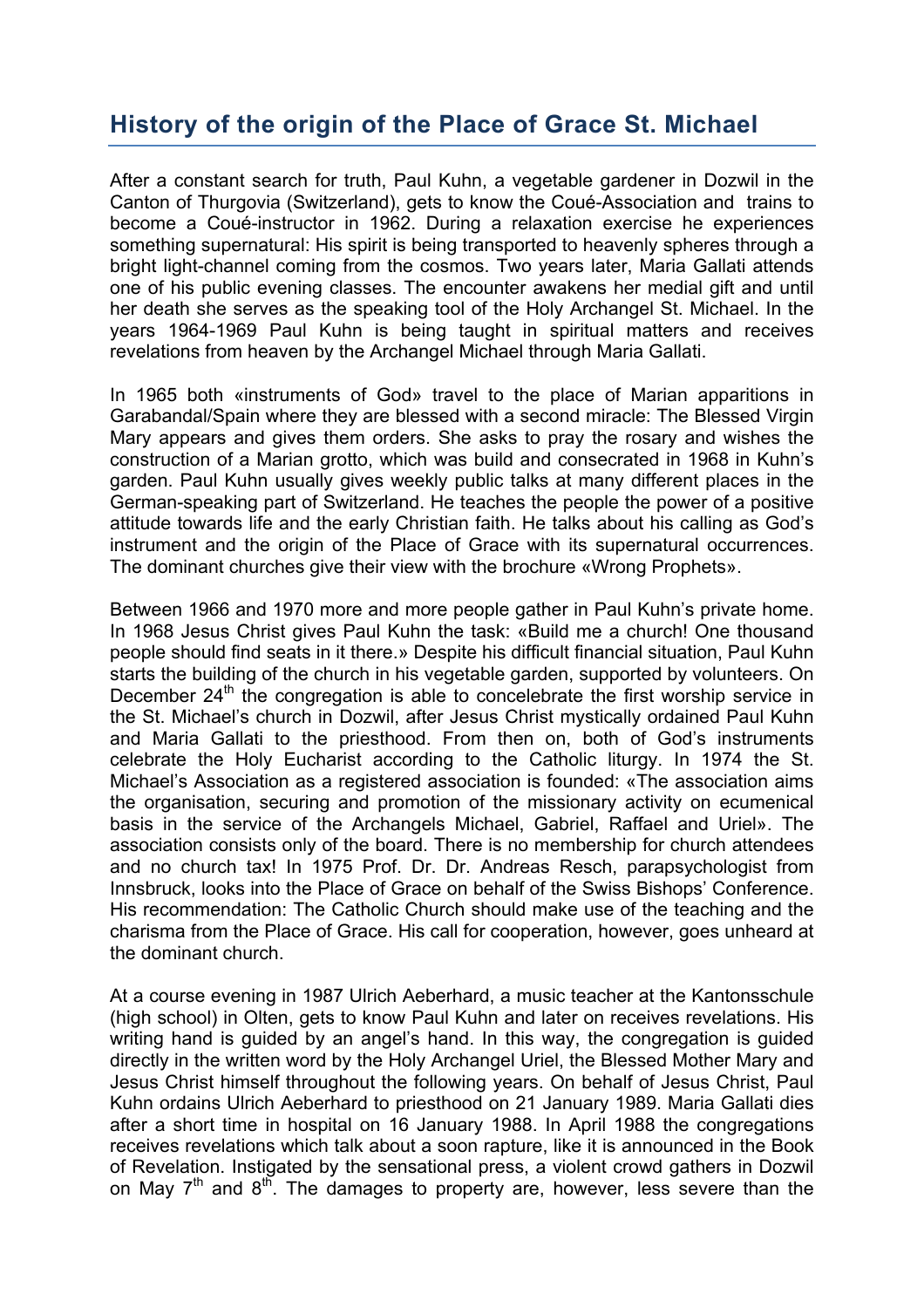## History of the origin of the Place of Grace St. Michael

After a constant search for truth, Paul Kuhn, a vegetable gardener in Dozwil in the Canton of Thurgovia (Switzerland), gets to know the Coué-Association and trains to become a Coué-instructor in 1962. During a relaxation exercise he experiences something supernatural: His spirit is being transported to heavenly spheres through a bright light-channel coming from the cosmos. Two years later, Maria Gallati attends one of his public evening classes. The encounter awakens her medial gift and until her death she serves as the speaking tool of the Holy Archangel St. Michael. In the years 1964-1969 Paul Kuhn is being taught in spiritual matters and receives revelations from heaven by the Archangel Michael through Maria Gallati.

In 1965 both «instruments of God» travel to the place of Marian apparitions in Garabandal/Spain where they are blessed with a second miracle: The Blessed Virgin Mary appears and gives them orders. She asks to pray the rosary and wishes the construction of a Marian grotto, which was build and consecrated in 1968 in Kuhn's garden. Paul Kuhn usually gives weekly public talks at many different places in the German-speaking part of Switzerland. He teaches the people the power of a positive attitude towards life and the early Christian faith. He talks about his calling as God's instrument and the origin of the Place of Grace with its supernatural occurrences. The dominant churches give their view with the brochure «Wrong Prophets».

Between 1966 and 1970 more and more people gather in Paul Kuhn's private home. In 1968 Jesus Christ gives Paul Kuhn the task: «Build me a church! One thousand people should find seats in it there.» Despite his difficult financial situation, Paul Kuhn starts the building of the church in his vegetable garden, supported by volunteers. On December 24th the congregation is able to concelebrate the first worship service in the St. Michael's church in Dozwil, after Jesus Christ mystically ordained Paul Kuhn and Maria Gallati to the priesthood. From then on, both of God's instruments celebrate the Holy Eucharist according to the Catholic liturgy. In 1974 the St. Michael's Association as a registered association is founded: «The association aims the organisation, securing and promotion of the missionary activity on ecumenical basis in the service of the Archangels Michael, Gabriel, Raffael and Uriel». The association consists only of the board. There is no membership for church attendees and no church tax! In 1975 Prof. Dr. Dr. Andreas Resch, parapsychologist from Innsbruck, looks into the Place of Grace on behalf of the Swiss Bishops' Conference. His recommendation: The Catholic Church should make use of the teaching and the charisma from the Place of Grace. His call for cooperation, however, goes unheard at the dominant church.

At a course evening in 1987 Ulrich Aeberhard, a music teacher at the Kantonsschule (high school) in Olten, gets to know Paul Kuhn and later on receives revelations. His writing hand is guided by an angel's hand. In this way, the congregation is guided directly in the written word by the Holy Archangel Uriel, the Blessed Mother Mary and Jesus Christ himself throughout the following years. On behalf of Jesus Christ, Paul Kuhn ordains Ulrich Aeberhard to priesthood on 21 January 1989. Maria Gallati dies after a short time in hospital on 16 January 1988. In April 1988 the congregations receives revelations which talk about a soon rapture, like it is announced in the Book of Revelation. Instigated by the sensational press, a violent crowd gathers in Dozwil on May 7th and 8th. The damages to property are, however, less severe than the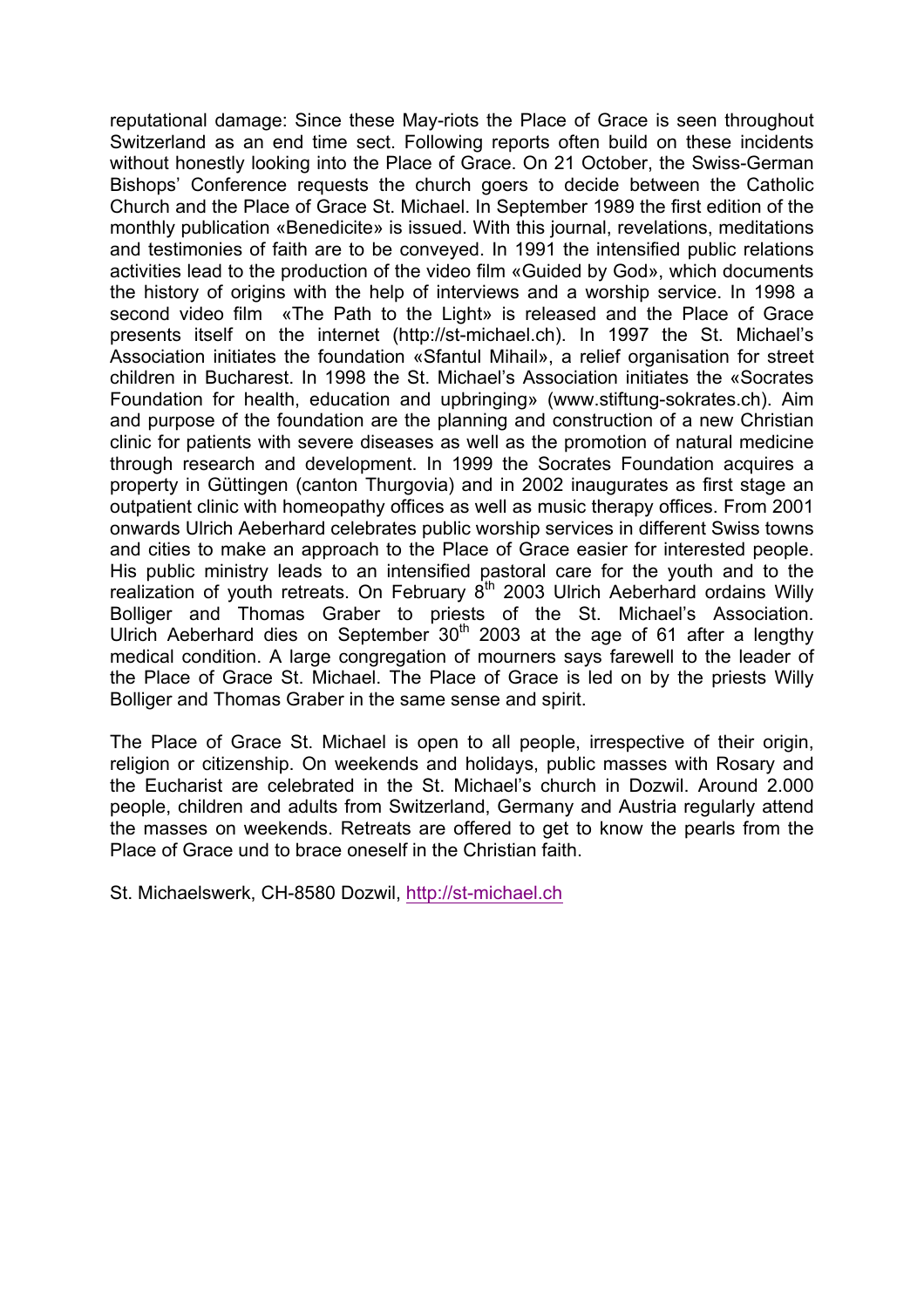reputational damage: Since these May-riots the Place of Grace is seen throughout Switzerland as an end time sect. Following reports often build on these incidents without honestly looking into the Place of Grace. On 21 October, the Swiss-German Bishops' Conference requests the church goers to decide between the Catholic Church and the Place of Grace St. Michael. In September 1989 the first edition of the monthly publication «Benedicite» is issued. With this journal, revelations, meditations and testimonies of faith are to be conveyed. In 1991 the intensified public relations activities lead to the production of the video film «Guided by God», which documents the history of origins with the help of interviews and a worship service. In 1998 a second video film «The Path to the Light» is released and the Place of Grace presents itself on the internet (http:/st-michael.ch). In 1997 the St. Michael's Association initiates the foundation «Sfantul Mihail», a relief organisation for street children in Bucharest. In 1998 the St. Michael's Association initiates the «Socrates Foundation for health, education and upbringing» (www.stiftung-sokrates.ch). Aim and purpose of the foundation are the planning and construction of a new Christian clinic for patients with severe diseases as well as the promotion of natural medicine through research and development. In 1999 the Socrates Foundation acquires a property in Güttingen (canton Thurgovia) and in 2002 inaugurates as first stage an outpatient clinic with homeopathy offices as well as music therapy offices. From 2001 onwards Ulrich Aeberhard celebrates public worship services in different Swiss towns and cities to make an approach to the Place of Grace easier for interested people. His public ministry leads to an intensified pastoral care for the youth and to the realization of youth retreats. On February 8th 2003 Ulrich Aeberhard ordains Willy Bolliger and Thomas Graber to priests of the St. Michael's Association. Ulrich Aeberhard dies on September 30th 2003 at the age of 61 after a lengthy medical condition. A large congregation of mourners says farewell to the leader of the Place of Grace St. Michael. The Place of Grace is led on by the priests Willy Bolliger and Thomas Graber in the same sense and spirit.

The Place of Grace St. Michael is open to all people, irrespective of their origin, religion or citizenship. On weekends and holidays, public masses with Rosary and the Eucharist are celebrated in the St. Michael's church in Dozwil. Around 2.000 people, children and adults from Switzerland, Germany and Austria regularly attend the masses on weekends. Retreats are offered to get to know the pearls from the Place of Grace und to brace oneself in the Christian faith.

St. Michaelswerk, CH-8580 Dozwil, http://st-michael.ch